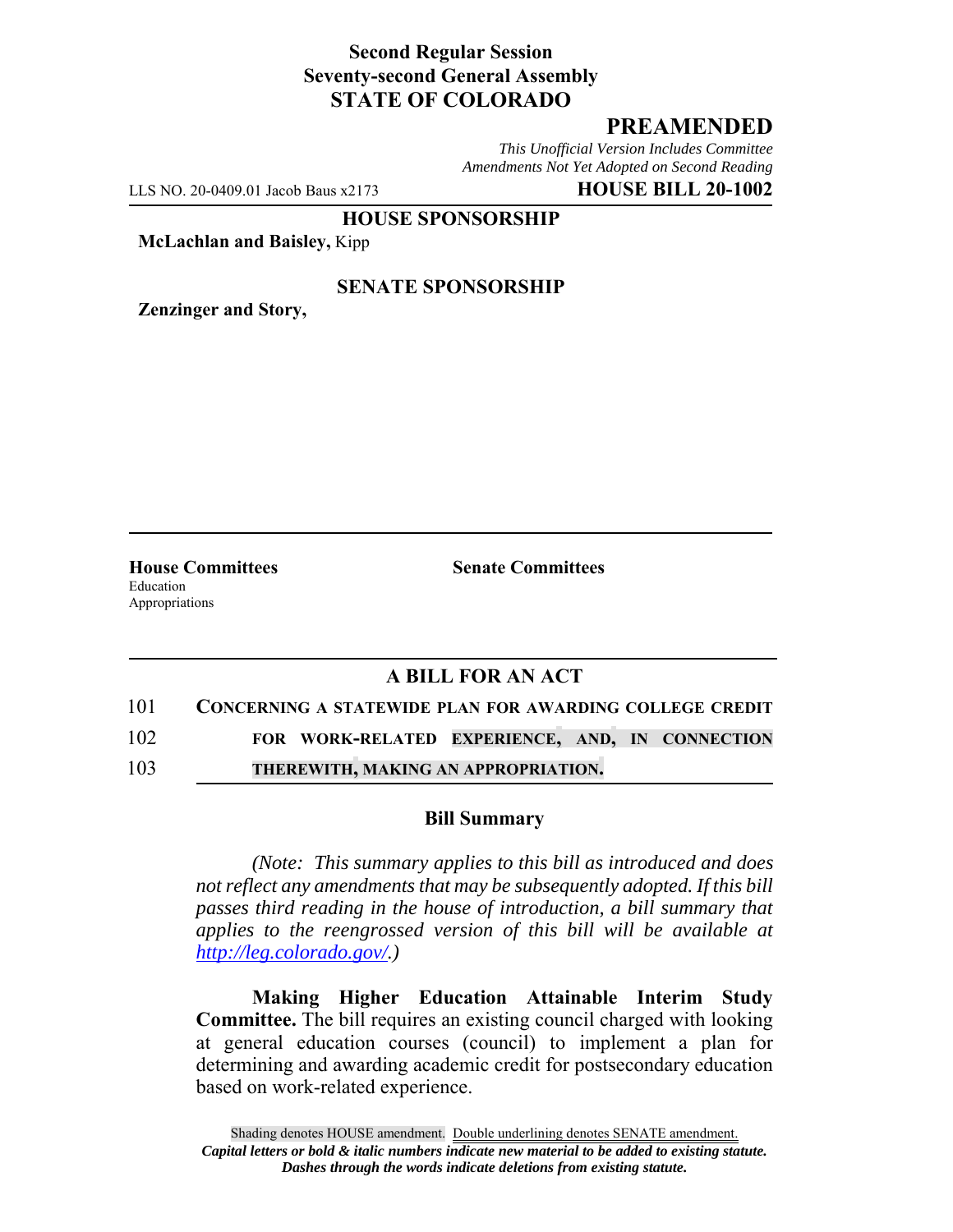**Second Regular Session**
**Seventy-second General Assembly**
**STATE OF COLORADO**

## PREAMENDED

*This Unofficial Version Includes Committee Amendments Not Yet Adopted on Second Reading*

LLS NO. 20-0409.01 Jacob Baus x2173 **HOUSE BILL 20-1002**

**HOUSE SPONSORSHIP**

**McLachlan and Baisley,** Kipp

**SENATE SPONSORSHIP**

**Zenzinger and Story,**

---

**House Committees**
Education
Appropriations

**Senate Committees**

---

### A BILL FOR AN ACT

101 **CONCERNING A STATEWIDE PLAN FOR AWARDING COLLEGE CREDIT**
102 **FOR WORK-RELATED EXPERIENCE, AND, IN CONNECTION**
103 **THEREWITH, MAKING AN APPROPRIATION.**

### Bill Summary

*(Note: This summary applies to this bill as introduced and does not reflect any amendments that may be subsequently adopted. If this bill passes third reading in the house of introduction, a bill summary that applies to the reengrossed version of this bill will be available at http://leg.colorado.gov/.)*

**Making Higher Education Attainable Interim Study Committee.** The bill requires an existing council charged with looking at general education courses (council) to implement a plan for determining and awarding academic credit for postsecondary education based on work-related experience.

Shading denotes HOUSE amendment. Double underlining denotes SENATE amendment.
***Capital letters or bold & italic numbers indicate new material to be added to existing statute.***
***Dashes through the words indicate deletions from existing statute.***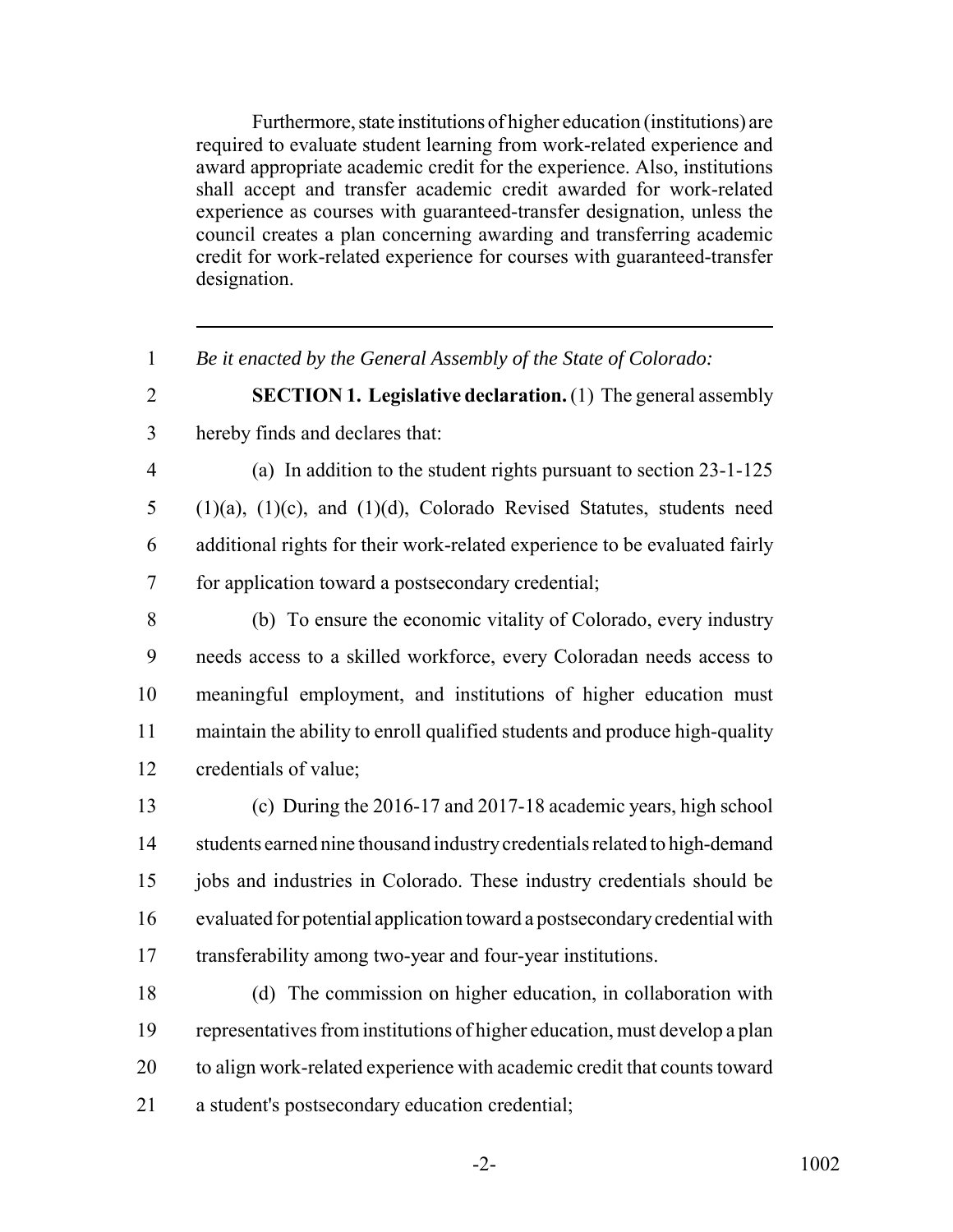Furthermore, state institutions of higher education (institutions) are required to evaluate student learning from work-related experience and award appropriate academic credit for the experience. Also, institutions shall accept and transfer academic credit awarded for work-related experience as courses with guaranteed-transfer designation, unless the council creates a plan concerning awarding and transferring academic credit for work-related experience for courses with guaranteed-transfer designation.

---

*Be it enacted by the General Assembly of the State of Colorado:*

**SECTION 1. Legislative declaration.** (1) The general assembly hereby finds and declares that:

(a) In addition to the student rights pursuant to section 23-1-125 (1)(a), (1)(c), and (1)(d), Colorado Revised Statutes, students need additional rights for their work-related experience to be evaluated fairly for application toward a postsecondary credential;

(b) To ensure the economic vitality of Colorado, every industry needs access to a skilled workforce, every Coloradan needs access to meaningful employment, and institutions of higher education must maintain the ability to enroll qualified students and produce high-quality credentials of value;

(c) During the 2016-17 and 2017-18 academic years, high school students earned nine thousand industry credentials related to high-demand jobs and industries in Colorado. These industry credentials should be evaluated for potential application toward a postsecondary credential with transferability among two-year and four-year institutions.

(d) The commission on higher education, in collaboration with representatives from institutions of higher education, must develop a plan to align work-related experience with academic credit that counts toward a student's postsecondary education credential;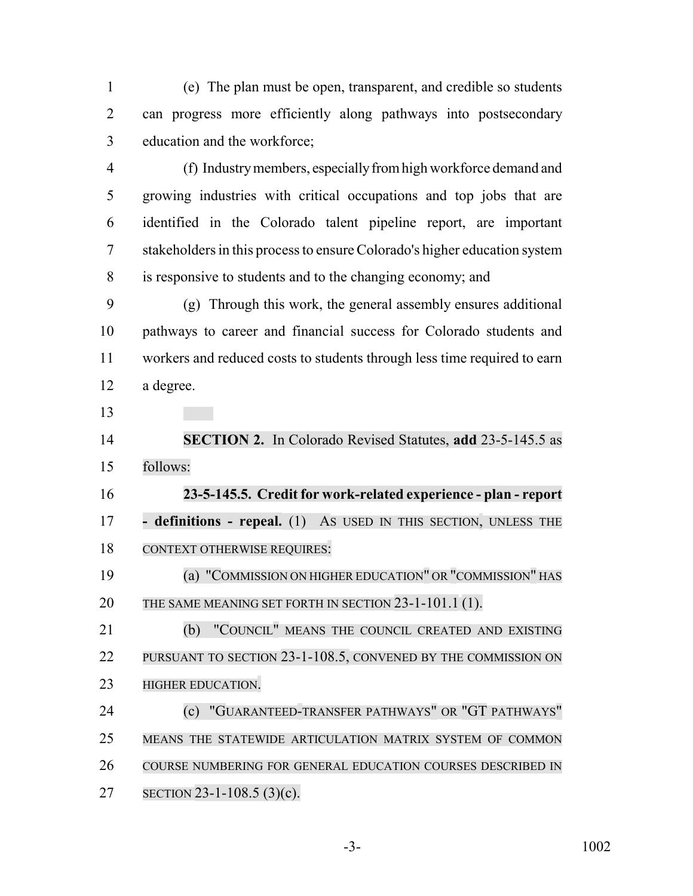(e) The plan must be open, transparent, and credible so students can progress more efficiently along pathways into postsecondary education and the workforce;

(f) Industry members, especially from high workforce demand and growing industries with critical occupations and top jobs that are identified in the Colorado talent pipeline report, are important stakeholders in this process to ensure Colorado's higher education system is responsive to students and to the changing economy; and

(g) Through this work, the general assembly ensures additional pathways to career and financial success for Colorado students and workers and reduced costs to students through less time required to earn a degree.

**SECTION 2.** In Colorado Revised Statutes, **add** 23-5-145.5 as follows:

**23-5-145.5. Credit for work-related experience - plan - report - definitions - repeal.** (1) AS USED IN THIS SECTION, UNLESS THE CONTEXT OTHERWISE REQUIRES:

(a) "COMMISSION ON HIGHER EDUCATION" OR "COMMISSION" HAS THE SAME MEANING SET FORTH IN SECTION 23-1-101.1 (1).

(b) "COUNCIL" MEANS THE COUNCIL CREATED AND EXISTING PURSUANT TO SECTION 23-1-108.5, CONVENED BY THE COMMISSION ON HIGHER EDUCATION.

(c) "GUARANTEED-TRANSFER PATHWAYS" OR "GT PATHWAYS" MEANS THE STATEWIDE ARTICULATION MATRIX SYSTEM OF COMMON COURSE NUMBERING FOR GENERAL EDUCATION COURSES DESCRIBED IN SECTION 23-1-108.5 (3)(c).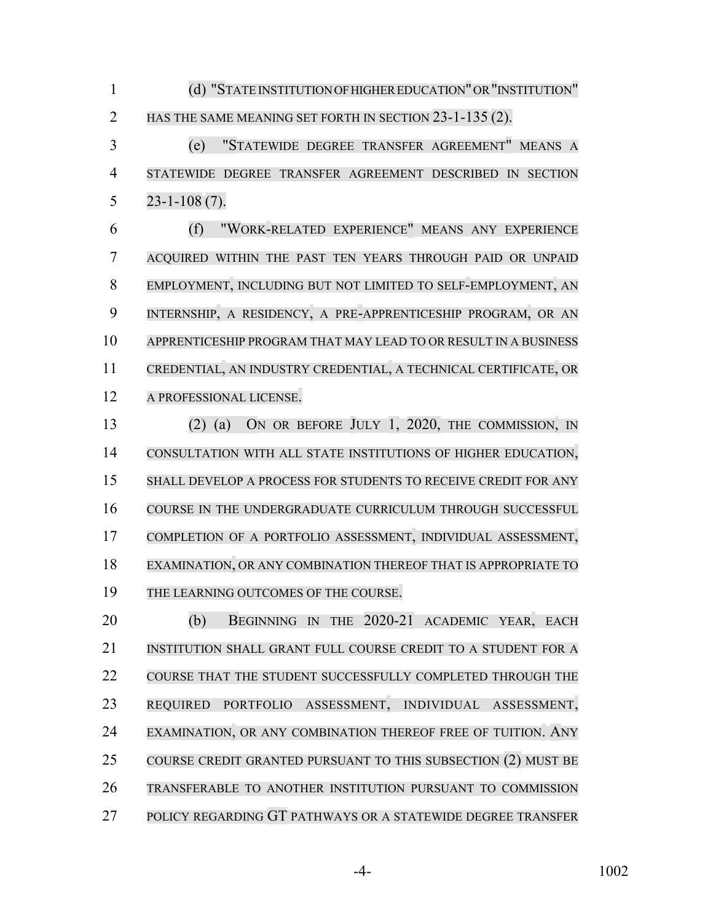(d) "STATE INSTITUTION OF HIGHER EDUCATION" OR "INSTITUTION" HAS THE SAME MEANING SET FORTH IN SECTION 23-1-135 (2).

(e) "STATEWIDE DEGREE TRANSFER AGREEMENT" MEANS A STATEWIDE DEGREE TRANSFER AGREEMENT DESCRIBED IN SECTION 23-1-108 (7).

(f) "WORK-RELATED EXPERIENCE" MEANS ANY EXPERIENCE ACQUIRED WITHIN THE PAST TEN YEARS THROUGH PAID OR UNPAID EMPLOYMENT, INCLUDING BUT NOT LIMITED TO SELF-EMPLOYMENT, AN INTERNSHIP, A RESIDENCY, A PRE-APPRENTICESHIP PROGRAM, OR AN APPRENTICESHIP PROGRAM THAT MAY LEAD TO OR RESULT IN A BUSINESS CREDENTIAL, AN INDUSTRY CREDENTIAL, A TECHNICAL CERTIFICATE, OR A PROFESSIONAL LICENSE.

(2) (a) ON OR BEFORE JULY 1, 2020, THE COMMISSION, IN CONSULTATION WITH ALL STATE INSTITUTIONS OF HIGHER EDUCATION, SHALL DEVELOP A PROCESS FOR STUDENTS TO RECEIVE CREDIT FOR ANY COURSE IN THE UNDERGRADUATE CURRICULUM THROUGH SUCCESSFUL COMPLETION OF A PORTFOLIO ASSESSMENT, INDIVIDUAL ASSESSMENT, EXAMINATION, OR ANY COMBINATION THEREOF THAT IS APPROPRIATE TO THE LEARNING OUTCOMES OF THE COURSE.

(b) BEGINNING IN THE 2020-21 ACADEMIC YEAR, EACH INSTITUTION SHALL GRANT FULL COURSE CREDIT TO A STUDENT FOR A COURSE THAT THE STUDENT SUCCESSFULLY COMPLETED THROUGH THE REQUIRED PORTFOLIO ASSESSMENT, INDIVIDUAL ASSESSMENT, EXAMINATION, OR ANY COMBINATION THEREOF FREE OF TUITION. ANY COURSE CREDIT GRANTED PURSUANT TO THIS SUBSECTION (2) MUST BE TRANSFERABLE TO ANOTHER INSTITUTION PURSUANT TO COMMISSION POLICY REGARDING GT PATHWAYS OR A STATEWIDE DEGREE TRANSFER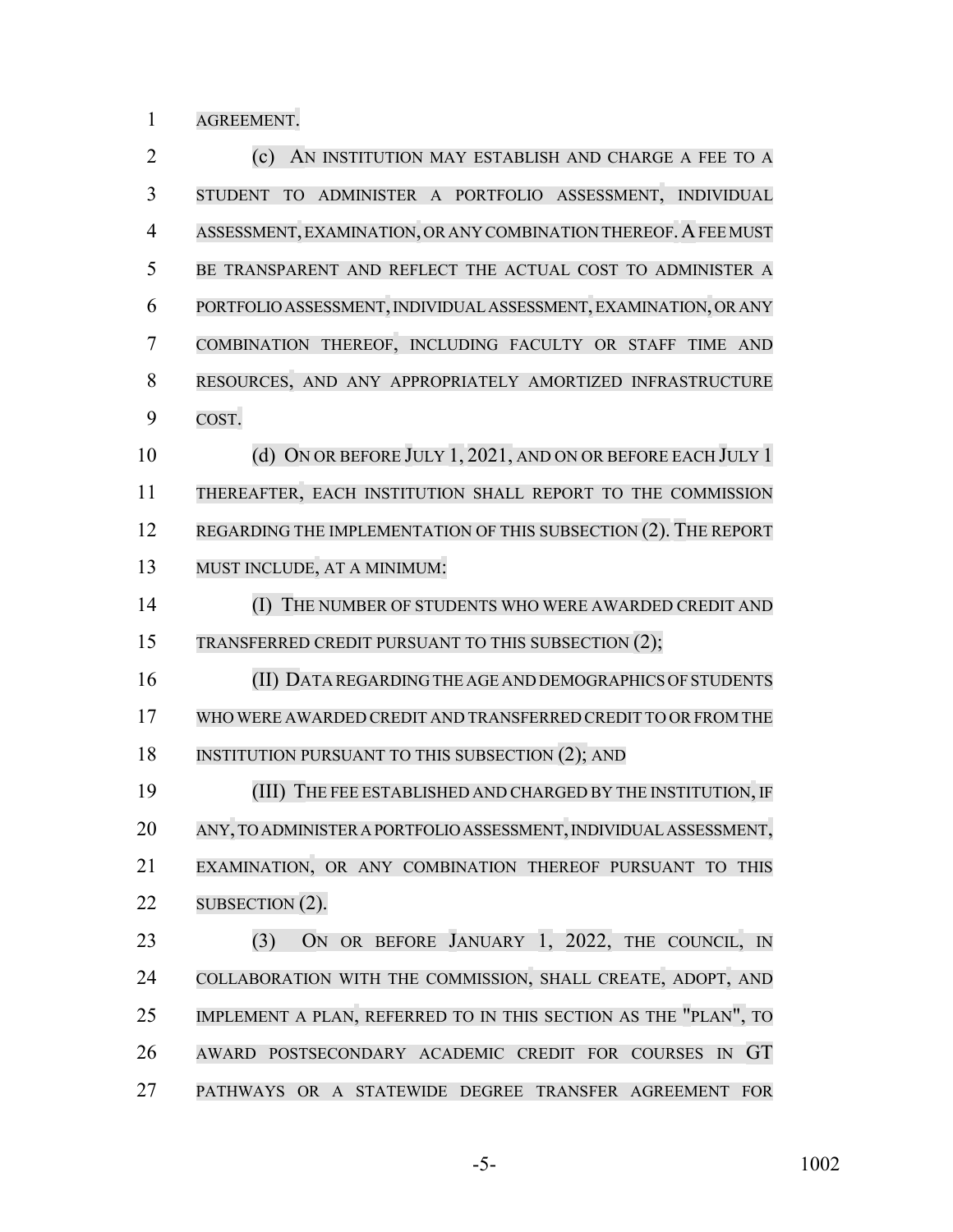AGREEMENT.

(c) AN INSTITUTION MAY ESTABLISH AND CHARGE A FEE TO A STUDENT TO ADMINISTER A PORTFOLIO ASSESSMENT, INDIVIDUAL ASSESSMENT, EXAMINATION, OR ANY COMBINATION THEREOF. A FEE MUST BE TRANSPARENT AND REFLECT THE ACTUAL COST TO ADMINISTER A PORTFOLIO ASSESSMENT, INDIVIDUAL ASSESSMENT, EXAMINATION, OR ANY COMBINATION THEREOF, INCLUDING FACULTY OR STAFF TIME AND RESOURCES, AND ANY APPROPRIATELY AMORTIZED INFRASTRUCTURE COST.

(d) ON OR BEFORE JULY 1, 2021, AND ON OR BEFORE EACH JULY 1 THEREAFTER, EACH INSTITUTION SHALL REPORT TO THE COMMISSION REGARDING THE IMPLEMENTATION OF THIS SUBSECTION (2). THE REPORT MUST INCLUDE, AT A MINIMUM:

(I) THE NUMBER OF STUDENTS WHO WERE AWARDED CREDIT AND TRANSFERRED CREDIT PURSUANT TO THIS SUBSECTION (2);

(II) DATA REGARDING THE AGE AND DEMOGRAPHICS OF STUDENTS WHO WERE AWARDED CREDIT AND TRANSFERRED CREDIT TO OR FROM THE INSTITUTION PURSUANT TO THIS SUBSECTION (2); AND

(III) THE FEE ESTABLISHED AND CHARGED BY THE INSTITUTION, IF ANY, TO ADMINISTER A PORTFOLIO ASSESSMENT, INDIVIDUAL ASSESSMENT, EXAMINATION, OR ANY COMBINATION THEREOF PURSUANT TO THIS SUBSECTION (2).

(3) ON OR BEFORE JANUARY 1, 2022, THE COUNCIL, IN COLLABORATION WITH THE COMMISSION, SHALL CREATE, ADOPT, AND IMPLEMENT A PLAN, REFERRED TO IN THIS SECTION AS THE "PLAN", TO AWARD POSTSECONDARY ACADEMIC CREDIT FOR COURSES IN GT PATHWAYS OR A STATEWIDE DEGREE TRANSFER AGREEMENT FOR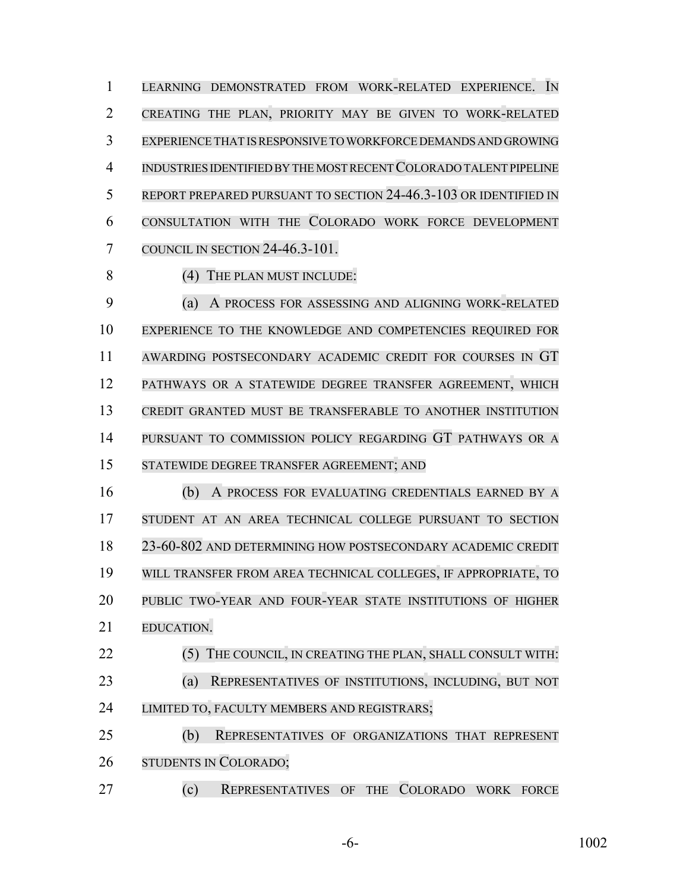LEARNING DEMONSTRATED FROM WORK-RELATED EXPERIENCE. IN CREATING THE PLAN, PRIORITY MAY BE GIVEN TO WORK-RELATED EXPERIENCE THAT IS RESPONSIVE TO WORKFORCE DEMANDS AND GROWING INDUSTRIES IDENTIFIED BY THE MOST RECENT COLORADO TALENT PIPELINE REPORT PREPARED PURSUANT TO SECTION 24-46.3-103 OR IDENTIFIED IN CONSULTATION WITH THE COLORADO WORK FORCE DEVELOPMENT COUNCIL IN SECTION 24-46.3-101.

(4) THE PLAN MUST INCLUDE:

(a) A PROCESS FOR ASSESSING AND ALIGNING WORK-RELATED EXPERIENCE TO THE KNOWLEDGE AND COMPETENCIES REQUIRED FOR AWARDING POSTSECONDARY ACADEMIC CREDIT FOR COURSES IN GT PATHWAYS OR A STATEWIDE DEGREE TRANSFER AGREEMENT, WHICH CREDIT GRANTED MUST BE TRANSFERABLE TO ANOTHER INSTITUTION PURSUANT TO COMMISSION POLICY REGARDING GT PATHWAYS OR A STATEWIDE DEGREE TRANSFER AGREEMENT; AND

(b) A PROCESS FOR EVALUATING CREDENTIALS EARNED BY A STUDENT AT AN AREA TECHNICAL COLLEGE PURSUANT TO SECTION 23-60-802 AND DETERMINING HOW POSTSECONDARY ACADEMIC CREDIT WILL TRANSFER FROM AREA TECHNICAL COLLEGES, IF APPROPRIATE, TO PUBLIC TWO-YEAR AND FOUR-YEAR STATE INSTITUTIONS OF HIGHER EDUCATION.

(5) THE COUNCIL, IN CREATING THE PLAN, SHALL CONSULT WITH:

(a) REPRESENTATIVES OF INSTITUTIONS, INCLUDING, BUT NOT LIMITED TO, FACULTY MEMBERS AND REGISTRARS;

(b) REPRESENTATIVES OF ORGANIZATIONS THAT REPRESENT STUDENTS IN COLORADO;

(c) REPRESENTATIVES OF THE COLORADO WORK FORCE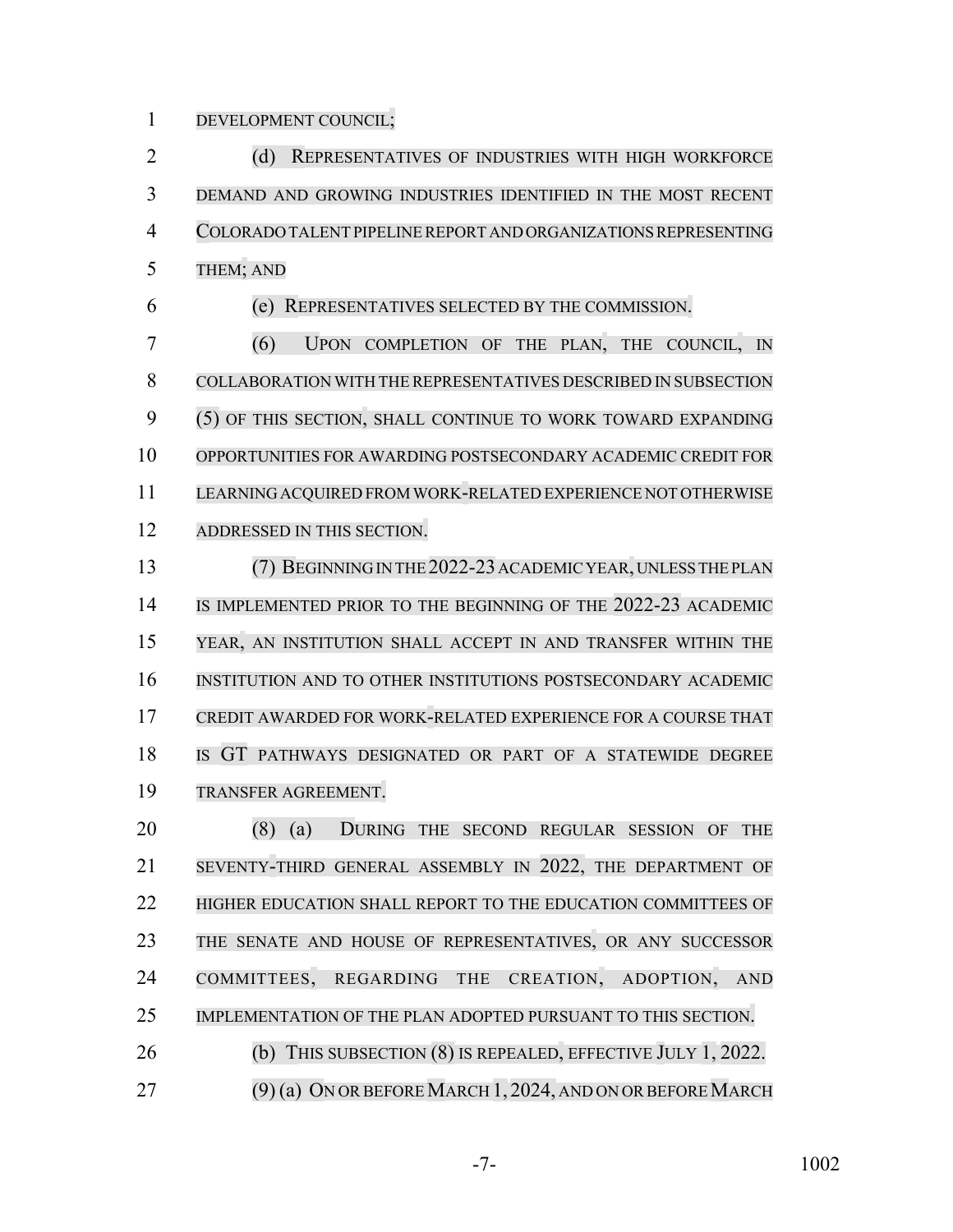DEVELOPMENT COUNCIL;

(d) REPRESENTATIVES OF INDUSTRIES WITH HIGH WORKFORCE DEMAND AND GROWING INDUSTRIES IDENTIFIED IN THE MOST RECENT COLORADO TALENT PIPELINE REPORT AND ORGANIZATIONS REPRESENTING THEM; AND

(e) REPRESENTATIVES SELECTED BY THE COMMISSION.

(6) UPON COMPLETION OF THE PLAN, THE COUNCIL, IN COLLABORATION WITH THE REPRESENTATIVES DESCRIBED IN SUBSECTION (5) OF THIS SECTION, SHALL CONTINUE TO WORK TOWARD EXPANDING OPPORTUNITIES FOR AWARDING POSTSECONDARY ACADEMIC CREDIT FOR LEARNING ACQUIRED FROM WORK-RELATED EXPERIENCE NOT OTHERWISE ADDRESSED IN THIS SECTION.

(7) BEGINNING IN THE 2022-23 ACADEMIC YEAR, UNLESS THE PLAN IS IMPLEMENTED PRIOR TO THE BEGINNING OF THE 2022-23 ACADEMIC YEAR, AN INSTITUTION SHALL ACCEPT IN AND TRANSFER WITHIN THE INSTITUTION AND TO OTHER INSTITUTIONS POSTSECONDARY ACADEMIC CREDIT AWARDED FOR WORK-RELATED EXPERIENCE FOR A COURSE THAT IS GT PATHWAYS DESIGNATED OR PART OF A STATEWIDE DEGREE TRANSFER AGREEMENT.

(8) (a) DURING THE SECOND REGULAR SESSION OF THE SEVENTY-THIRD GENERAL ASSEMBLY IN 2022, THE DEPARTMENT OF HIGHER EDUCATION SHALL REPORT TO THE EDUCATION COMMITTEES OF THE SENATE AND HOUSE OF REPRESENTATIVES, OR ANY SUCCESSOR COMMITTEES, REGARDING THE CREATION, ADOPTION, AND IMPLEMENTATION OF THE PLAN ADOPTED PURSUANT TO THIS SECTION.

(b) THIS SUBSECTION (8) IS REPEALED, EFFECTIVE JULY 1, 2022.

(9) (a) ON OR BEFORE MARCH 1, 2024, AND ON OR BEFORE MARCH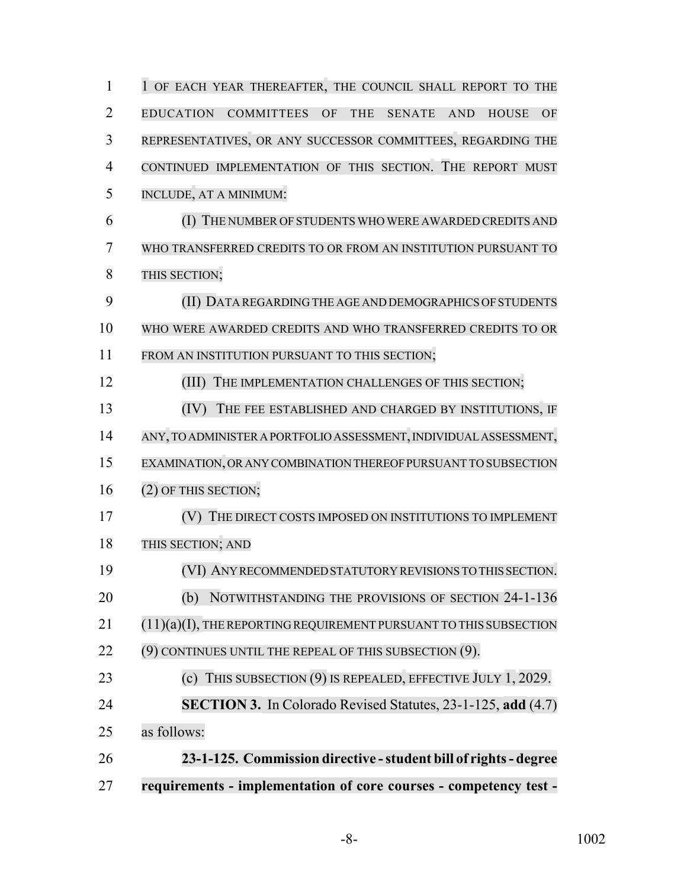1 OF EACH YEAR THEREAFTER, THE COUNCIL SHALL REPORT TO THE EDUCATION COMMITTEES OF THE SENATE AND HOUSE OF REPRESENTATIVES, OR ANY SUCCESSOR COMMITTEES, REGARDING THE CONTINUED IMPLEMENTATION OF THIS SECTION. THE REPORT MUST INCLUDE, AT A MINIMUM:

(I) THE NUMBER OF STUDENTS WHO WERE AWARDED CREDITS AND WHO TRANSFERRED CREDITS TO OR FROM AN INSTITUTION PURSUANT TO THIS SECTION;

(II) DATA REGARDING THE AGE AND DEMOGRAPHICS OF STUDENTS WHO WERE AWARDED CREDITS AND WHO TRANSFERRED CREDITS TO OR FROM AN INSTITUTION PURSUANT TO THIS SECTION;

(III) THE IMPLEMENTATION CHALLENGES OF THIS SECTION;

(IV) THE FEE ESTABLISHED AND CHARGED BY INSTITUTIONS, IF ANY, TO ADMINISTER A PORTFOLIO ASSESSMENT, INDIVIDUAL ASSESSMENT, EXAMINATION, OR ANY COMBINATION THEREOF PURSUANT TO SUBSECTION (2) OF THIS SECTION;

(V) THE DIRECT COSTS IMPOSED ON INSTITUTIONS TO IMPLEMENT THIS SECTION; AND

(VI) ANY RECOMMENDED STATUTORY REVISIONS TO THIS SECTION.

(b) NOTWITHSTANDING THE PROVISIONS OF SECTION 24-1-136 (11)(a)(I), THE REPORTING REQUIREMENT PURSUANT TO THIS SUBSECTION (9) CONTINUES UNTIL THE REPEAL OF THIS SUBSECTION (9).

(c) THIS SUBSECTION (9) IS REPEALED, EFFECTIVE JULY 1, 2029.

**SECTION 3.** In Colorado Revised Statutes, 23-1-125, **add** (4.7) as follows:

**23-1-125. Commission directive - student bill of rights - degree requirements - implementation of core courses - competency test -**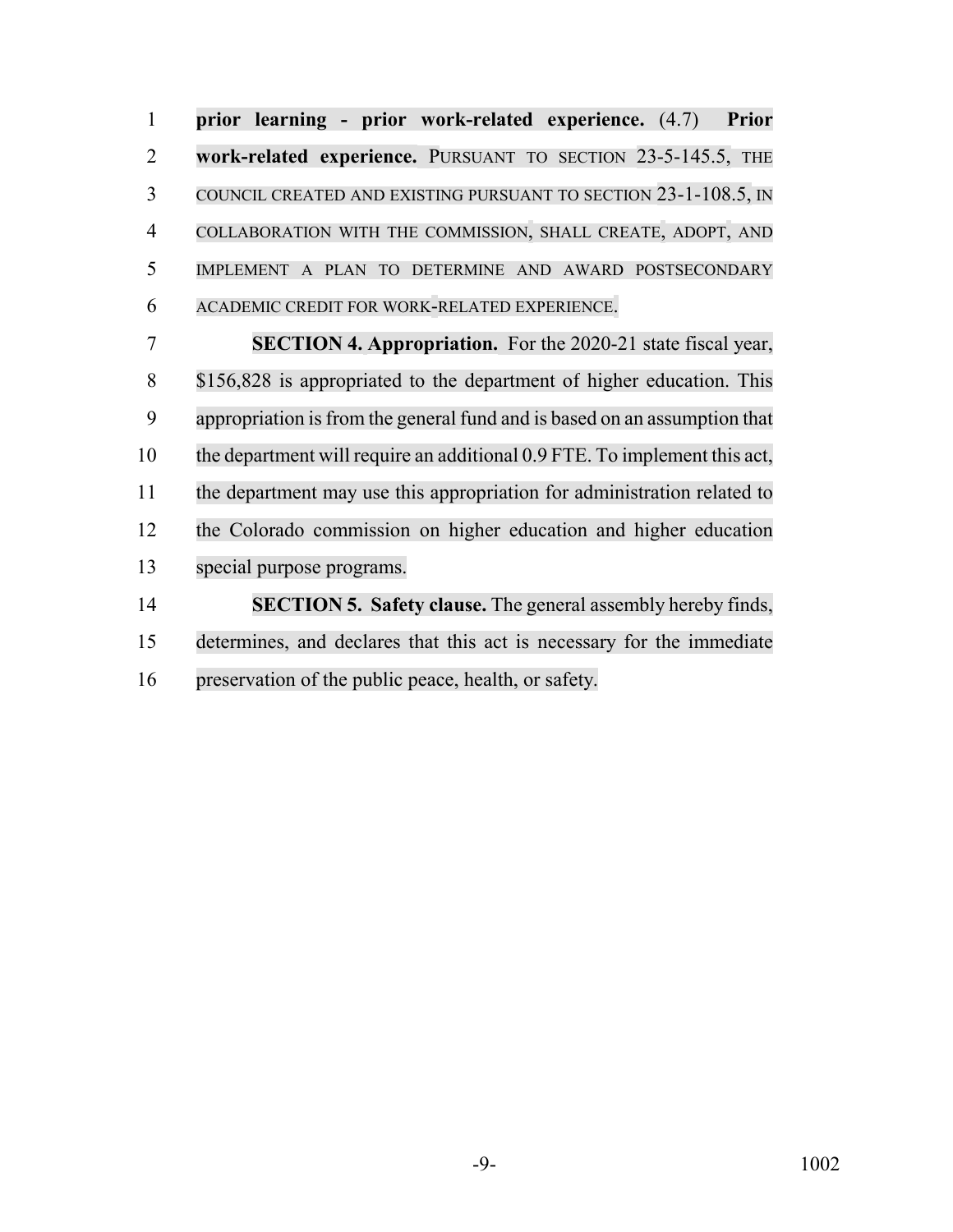**prior learning - prior work-related experience.** (4.7) **Prior work-related experience.** PURSUANT TO SECTION 23-5-145.5, THE COUNCIL CREATED AND EXISTING PURSUANT TO SECTION 23-1-108.5, IN COLLABORATION WITH THE COMMISSION, SHALL CREATE, ADOPT, AND IMPLEMENT A PLAN TO DETERMINE AND AWARD POSTSECONDARY ACADEMIC CREDIT FOR WORK-RELATED EXPERIENCE.

**SECTION 4. Appropriation.** For the 2020-21 state fiscal year, $156,828 is appropriated to the department of higher education. This appropriation is from the general fund and is based on an assumption that the department will require an additional 0.9 FTE. To implement this act, the department may use this appropriation for administration related to the Colorado commission on higher education and higher education special purpose programs.

**SECTION 5. Safety clause.** The general assembly hereby finds, determines, and declares that this act is necessary for the immediate preservation of the public peace, health, or safety.